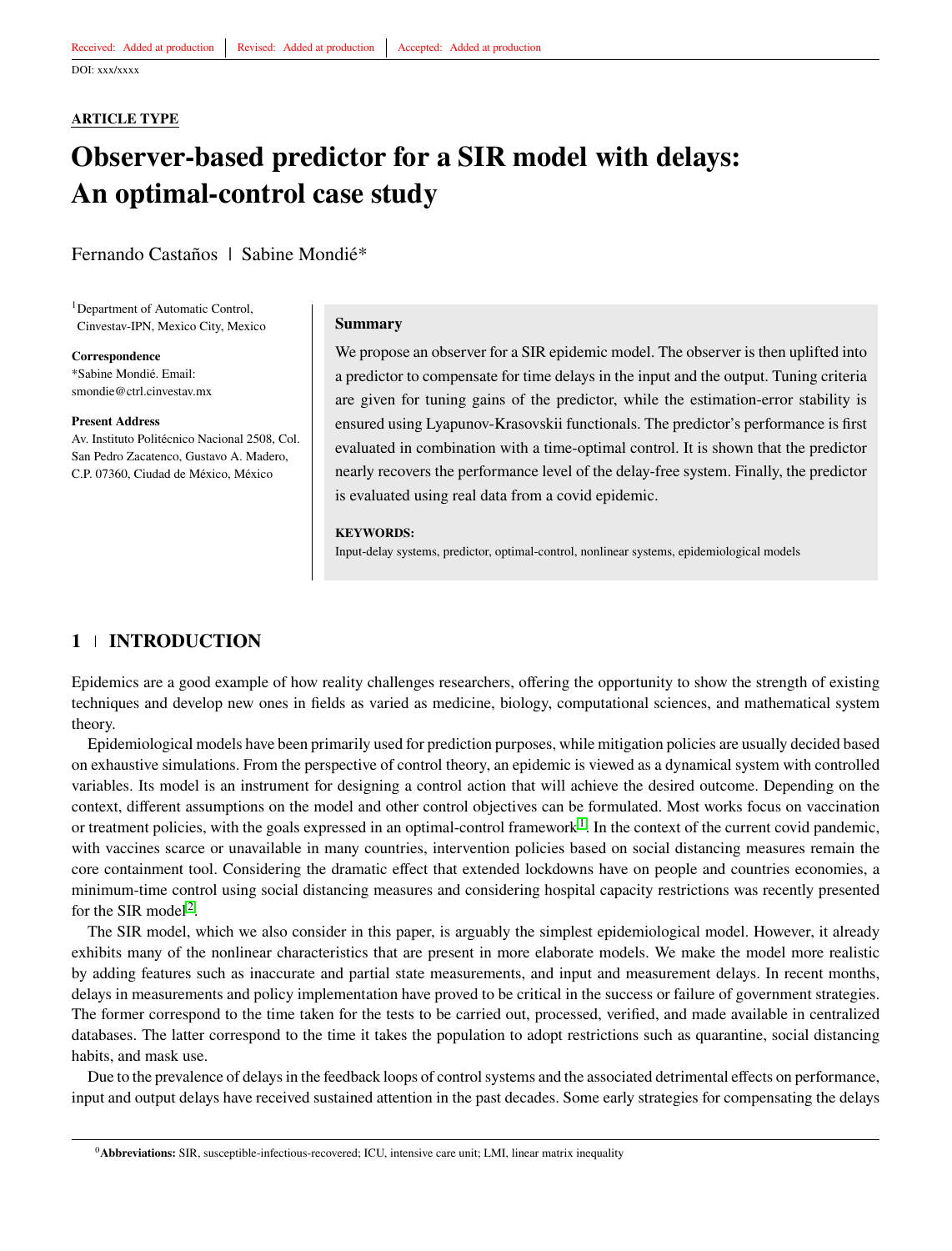Received: Added at production | Revised: Added at production | Accepted: Added at production

DOI: xxx/xxxx

**ARTICLE TYPE**

# Observer-based predictor for a SIR model with delays: An optimal-control case study

Fernando Castaños | Sabine Mondié*

[1]Department of Automatic Control, Cinvestav-IPN, Mexico City, Mexico

**Correspondence**
*Sabine Mondié. Email: smondie@ctrl.cinvestav.mx

**Present Address**
Av. Instituto Politécnico Nacional 2508, Col. San Pedro Zacatenco, Gustavo A. Madero, C.P. 07360, Ciudad de México, México

### Summary

We propose an observer for a SIR epidemic model. The observer is then uplifted into a predictor to compensate for time delays in the input and the output. Tuning criteria are given for tuning gains of the predictor, while the estimation-error stability is ensured using Lyapunov-Krasovskii functionals. The predictor's performance is first evaluated in combination with a time-optimal control. It is shown that the predictor nearly recovers the performance level of the delay-free system. Finally, the predictor is evaluated using real data from a covid epidemic.

**KEYWORDS:**
Input-delay systems, predictor, optimal-control, nonlinear systems, epidemiological models

## 1 | INTRODUCTION

Epidemics are a good example of how reality challenges researchers, offering the opportunity to show the strength of existing techniques and develop new ones in fields as varied as medicine, biology, computational sciences, and mathematical system theory.

Epidemiological models have been primarily used for prediction purposes, while mitigation policies are usually decided based on exhaustive simulations. From the perspective of control theory, an epidemic is viewed as a dynamical system with controlled variables. Its model is an instrument for designing a control action that will achieve the desired outcome. Depending on the context, different assumptions on the model and other control objectives can be formulated. Most works focus on vaccination or treatment policies, with the goals expressed in an optimal-control framework[1]. In the context of the current covid pandemic, with vaccines scarce or unavailable in many countries, intervention policies based on social distancing measures remain the core containment tool. Considering the dramatic effect that extended lockdowns have on people and countries economies, a minimum-time control using social distancing measures and considering hospital capacity restrictions was recently presented for the SIR model[2].

The SIR model, which we also consider in this paper, is arguably the simplest epidemiological model. However, it already exhibits many of the nonlinear characteristics that are present in more elaborate models. We make the model more realistic by adding features such as inaccurate and partial state measurements, and input and measurement delays. In recent months, delays in measurements and policy implementation have proved to be critical in the success or failure of government strategies. The former correspond to the time taken for the tests to be carried out, processed, verified, and made available in centralized databases. The latter correspond to the time it takes the population to adopt restrictions such as quarantine, social distancing habits, and mask use.

Due to the prevalence of delays in the feedback loops of control systems and the associated detrimental effects on performance, input and output delays have received sustained attention in the past decades. Some early strategies for compensating the delays

[0]**Abbreviations:** SIR, susceptible-infectious-recovered; ICU, intensive care unit; LMI, linear matrix inequality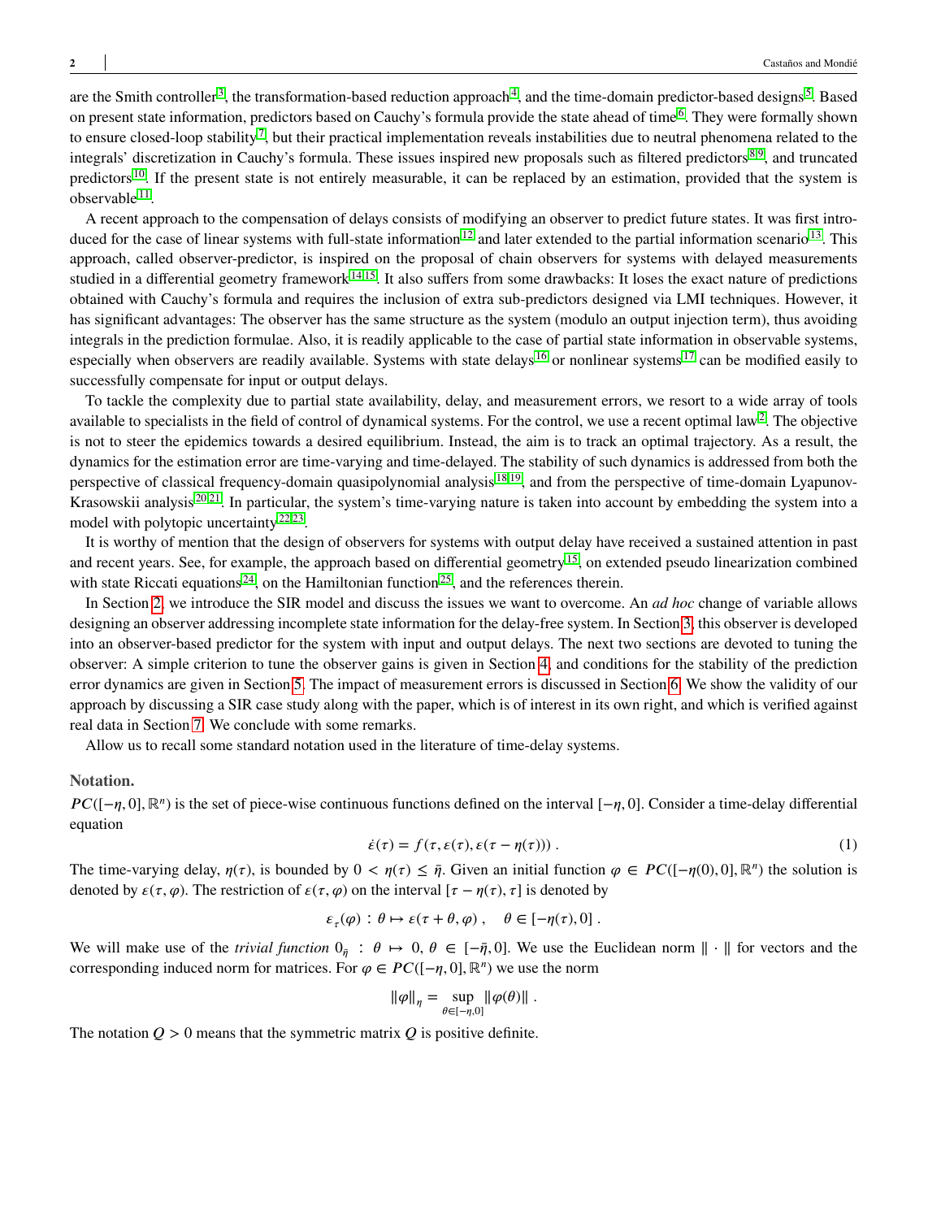are the Smith controller[3], the transformation-based reduction approach[4], and the time-domain predictor-based designs[5]. Based on present state information, predictors based on Cauchy's formula provide the state ahead of time[6]. They were formally shown to ensure closed-loop stability[7], but their practical implementation reveals instabilities due to neutral phenomena related to the integrals' discretization in Cauchy's formula. These issues inspired new proposals such as filtered predictors[8,9], and truncated predictors[10]. If the present state is not entirely measurable, it can be replaced by an estimation, provided that the system is observable[11].

A recent approach to the compensation of delays consists of modifying an observer to predict future states. It was first introduced for the case of linear systems with full-state information[12] and later extended to the partial information scenario[13]. This approach, called observer-predictor, is inspired on the proposal of chain observers for systems with delayed measurements studied in a differential geometry framework[14,15]. It also suffers from some drawbacks: It loses the exact nature of predictions obtained with Cauchy's formula and requires the inclusion of extra sub-predictors designed via LMI techniques. However, it has significant advantages: The observer has the same structure as the system (modulo an output injection term), thus avoiding integrals in the prediction formulae. Also, it is readily applicable to the case of partial state information in observable systems, especially when observers are readily available. Systems with state delays[16] or nonlinear systems[17] can be modified easily to successfully compensate for input or output delays.

To tackle the complexity due to partial state availability, delay, and measurement errors, we resort to a wide array of tools available to specialists in the field of control of dynamical systems. For the control, we use a recent optimal law[2]. The objective is not to steer the epidemics towards a desired equilibrium. Instead, the aim is to track an optimal trajectory. As a result, the dynamics for the estimation error are time-varying and time-delayed. The stability of such dynamics is addressed from both the perspective of classical frequency-domain quasipolynomial analysis[18,19], and from the perspective of time-domain Lyapunov-Krasowskii analysis[20,21]. In particular, the system's time-varying nature is taken into account by embedding the system into a model with polytopic uncertainty[22,23].

It is worthy of mention that the design of observers for systems with output delay have received a sustained attention in past and recent years. See, for example, the approach based on differential geometry[15], on extended pseudo linearization combined with state Riccati equations[24], on the Hamiltonian function[25], and the references therein.

In Section 2, we introduce the SIR model and discuss the issues we want to overcome. An *ad hoc* change of variable allows designing an observer addressing incomplete state information for the delay-free system. In Section 3 this observer is developed into an observer-based predictor for the system with input and output delays. The next two sections are devoted to tuning the observer: A simple criterion to tune the observer gains is given in Section 4, and conditions for the stability of the prediction error dynamics are given in Section 5. The impact of measurement errors is discussed in Section 6. We show the validity of our approach by discussing a SIR case study along with the paper, which is of interest in its own right, and which is verified against real data in Section 7. We conclude with some remarks.

Allow us to recall some standard notation used in the literature of time-delay systems.

**Notation.**

$PC([-\eta, 0], \mathbb{R}^n)$ is the set of piece-wise continuous functions defined on the interval $[-\eta, 0]$. Consider a time-delay differential equation

$$\dot{\varepsilon}(\tau) = f(\tau, \varepsilon(\tau), \varepsilon(\tau - \eta(\tau))) \ . \tag{1}$$

The time-varying delay, $\eta(\tau)$, is bounded by $0 < \eta(\tau) \leq \bar{\eta}$. Given an initial function $\varphi \in PC([-\eta(0), 0], \mathbb{R}^n)$ the solution is denoted by $\varepsilon(\tau, \varphi)$. The restriction of $\varepsilon(\tau, \varphi)$ on the interval $[\tau - \eta(\tau), \tau]$ is denoted by

$$\varepsilon_{\tau}(\varphi) : \theta \mapsto \varepsilon(\tau + \theta, \varphi) \ , \quad \theta \in [-\eta(\tau), 0] \ .$$

We will make use of the *trivial function* $0_{\bar{\eta}} \ : \ \theta \mapsto 0, \ \theta \in [-\bar{\eta}, 0]$. We use the Euclidean norm $\|\cdot\|$ for vectors and the corresponding induced norm for matrices. For $\varphi \in PC([-\eta, 0], \mathbb{R}^n)$ we use the norm

$$\|\varphi\|_{\eta} = \sup_{\theta \in [-\eta, 0]} \|\varphi(\theta)\| \ .$$

The notation $Q > 0$ means that the symmetric matrix $Q$ is positive definite.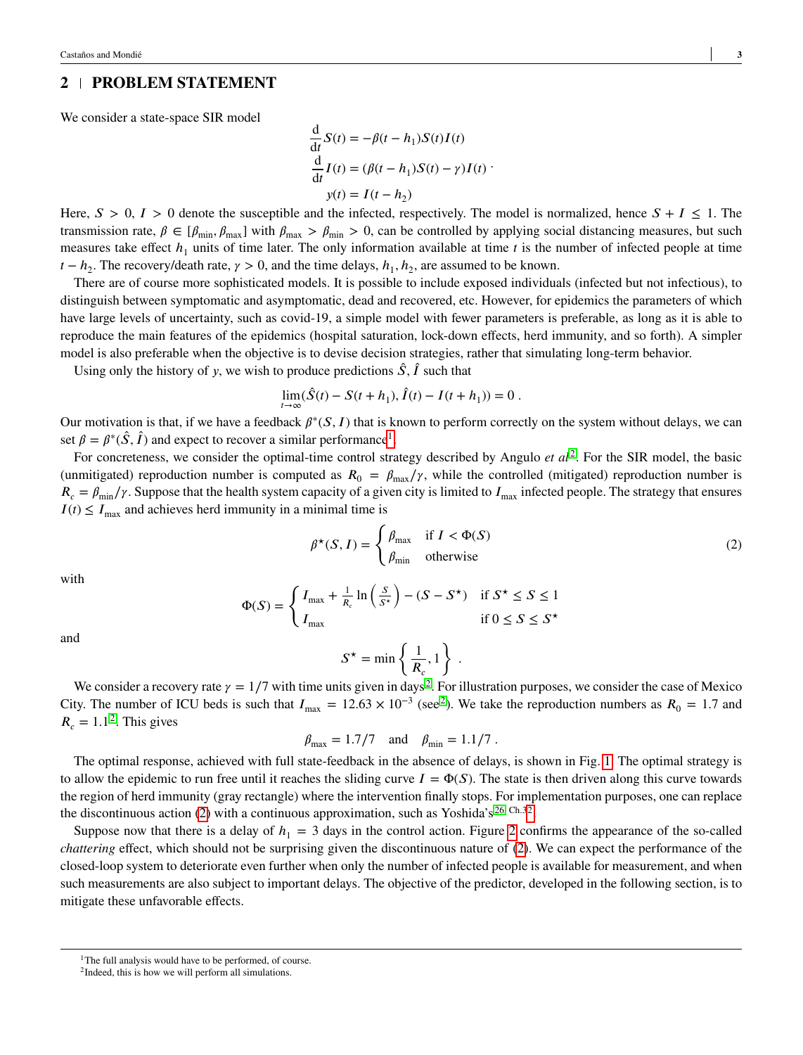## 2 | PROBLEM STATEMENT

We consider a state-space SIR model

$$\frac{\mathrm{d}}{\mathrm{d}t}S(t) = -\beta(t-h_1)S(t)I(t)$$
$$\frac{\mathrm{d}}{\mathrm{d}t}I(t) = (\beta(t-h_1)S(t) - \gamma)I(t) \cdot$$
$$y(t) = I(t-h_2)$$

Here, $S > 0$, $I > 0$ denote the susceptible and the infected, respectively. The model is normalized, hence $S + I \leq 1$. The transmission rate, $\beta \in [\beta_{\min}, \beta_{\max}]$ with $\beta_{\max} > \beta_{\min} > 0$, can be controlled by applying social distancing measures, but such measures take effect $h_1$ units of time later. The only information available at time $t$ is the number of infected people at time $t - h_2$. The recovery/death rate, $\gamma > 0$, and the time delays, $h_1, h_2$, are assumed to be known.

There are of course more sophisticated models. It is possible to include exposed individuals (infected but not infectious), to distinguish between symptomatic and asymptomatic, dead and recovered, etc. However, for epidemics the parameters of which have large levels of uncertainty, such as covid-19, a simple model with fewer parameters is preferable, as long as it is able to reproduce the main features of the epidemics (hospital saturation, lock-down effects, herd immunity, and so forth). A simpler model is also preferable when the objective is to devise decision strategies, rather that simulating long-term behavior.

Using only the history of $y$, we wish to produce predictions $\hat{S}, \hat{I}$ such that

$$\lim_{t\to\infty}(\hat{S}(t) - S(t+h_1), \hat{I}(t) - I(t+h_1)) = 0 \;.$$

Our motivation is that, if we have a feedback $\beta^*(S, I)$ that is known to perform correctly on the system without delays, we can set $\beta = \beta^*(\hat{S}, \hat{I})$ and expect to recover a similar performance[1].

For concreteness, we consider the optimal-time control strategy described by Angulo *et al*[2]. For the SIR model, the basic (unmitigated) reproduction number is computed as $R_0 = \beta_{\max}/\gamma$, while the controlled (mitigated) reproduction number is $R_c = \beta_{\min}/\gamma$. Suppose that the health system capacity of a given city is limited to $I_{\max}$ infected people. The strategy that ensures $I(t) \leq I_{\max}$ and achieves herd immunity in a minimal time is

$$\beta^\star(S, I) = \begin{cases} \beta_{\max} & \text{if } I < \Phi(S) \\ \beta_{\min} & \text{otherwise} \end{cases} \tag{2}$$

with

$$\Phi(S) = \begin{cases} I_{\max} + \frac{1}{R_c}\ln\left(\frac{S}{S^\star}\right) - (S - S^\star) & \text{if } S^\star \leq S \leq 1 \\ I_{\max} & \text{if } 0 \leq S \leq S^\star \end{cases}$$

and

$$S^\star = \min\left\{\frac{1}{R_c}, 1\right\} \;.$$

We consider a recovery rate $\gamma = 1/7$ with time units given in days[2]. For illustration purposes, we consider the case of Mexico City. The number of ICU beds is such that $I_{\max} = 12.63 \times 10^{-3}$ (see[2]). We take the reproduction numbers as $R_0 = 1.7$ and $R_c = 1.1$[2]. This gives

$$\beta_{\max} = 1.7/7 \quad \text{and} \quad \beta_{\min} = 1.1/7 \;.$$

The optimal response, achieved with full state-feedback in the absence of delays, is shown in Fig. 1. The optimal strategy is to allow the epidemic to run free until it reaches the sliding curve $I = \Phi(S)$. The state is then driven along this curve towards the region of herd immunity (gray rectangle) where the intervention finally stops. For implementation purposes, one can replace the discontinuous action (2) with a continuous approximation, such as Yoshida's[26, Ch.3][2].

Suppose now that there is a delay of $h_1 = 3$ days in the control action. Figure 2 confirms the appearance of the so-called *chattering* effect, which should not be surprising given the discontinuous nature of (2). We can expect the performance of the closed-loop system to deteriorate even further when only the number of infected people is available for measurement, and when such measurements are also subject to important delays. The objective of the predictor, developed in the following section, is to mitigate these unfavorable effects.

---

[1] The full analysis would have to be performed, of course.

[2] Indeed, this is how we will perform all simulations.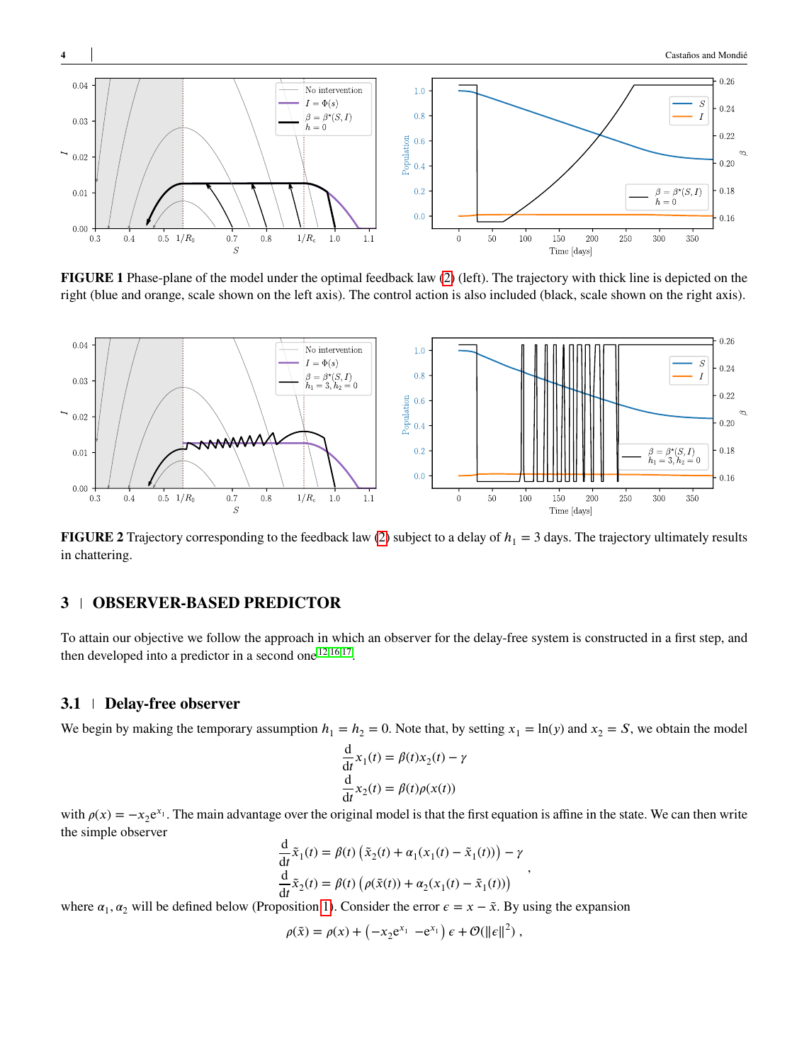**FIGURE 1** Phase-plane of the model under the optimal feedback law (2) (left). The trajectory with thick line is depicted on the right (blue and orange, scale shown on the left axis). The control action is also included (black, scale shown on the right axis).

**FIGURE 2** Trajectory corresponding to the feedback law (2) subject to a delay of $h_1 = 3$ days. The trajectory ultimately results in chattering.

## 3 | OBSERVER-BASED PREDICTOR

To attain our objective we follow the approach in which an observer for the delay-free system is constructed in a first step, and then developed into a predictor in a second one[12,16,17].

### 3.1 | Delay-free observer

We begin by making the temporary assumption $h_1 = h_2 = 0$. Note that, by setting $x_1 = \ln(y)$ and $x_2 = S$, we obtain the model

$$\frac{\mathrm{d}}{\mathrm{d}t} x_1(t) = \beta(t) x_2(t) - \gamma$$
$$\frac{\mathrm{d}}{\mathrm{d}t} x_2(t) = \beta(t) \rho(x(t))$$

with $\rho(x) = -x_2 \mathrm{e}^{x_1}$. The main advantage over the original model is that the first equation is affine in the state. We can then write the simple observer

$$\frac{\mathrm{d}}{\mathrm{d}t} \tilde{x}_1(t) = \beta(t) \left( \tilde{x}_2(t) + \alpha_1 (x_1(t) - \tilde{x}_1(t)) \right) - \gamma$$
$$\frac{\mathrm{d}}{\mathrm{d}t} \tilde{x}_2(t) = \beta(t) \left( \rho(\tilde{x}(t)) + \alpha_2 (x_1(t) - \tilde{x}_1(t)) \right) ,$$

where $\alpha_1, \alpha_2$ will be defined below (Proposition 1). Consider the error $\epsilon = x - \tilde{x}$. By using the expansion

$$\rho(\tilde{x}) = \rho(x) + \left( -x_2 \mathrm{e}^{x_1} \;\; -\mathrm{e}^{x_1} \right) \epsilon + \mathcal{O}(\|\epsilon\|^2) \, ,$$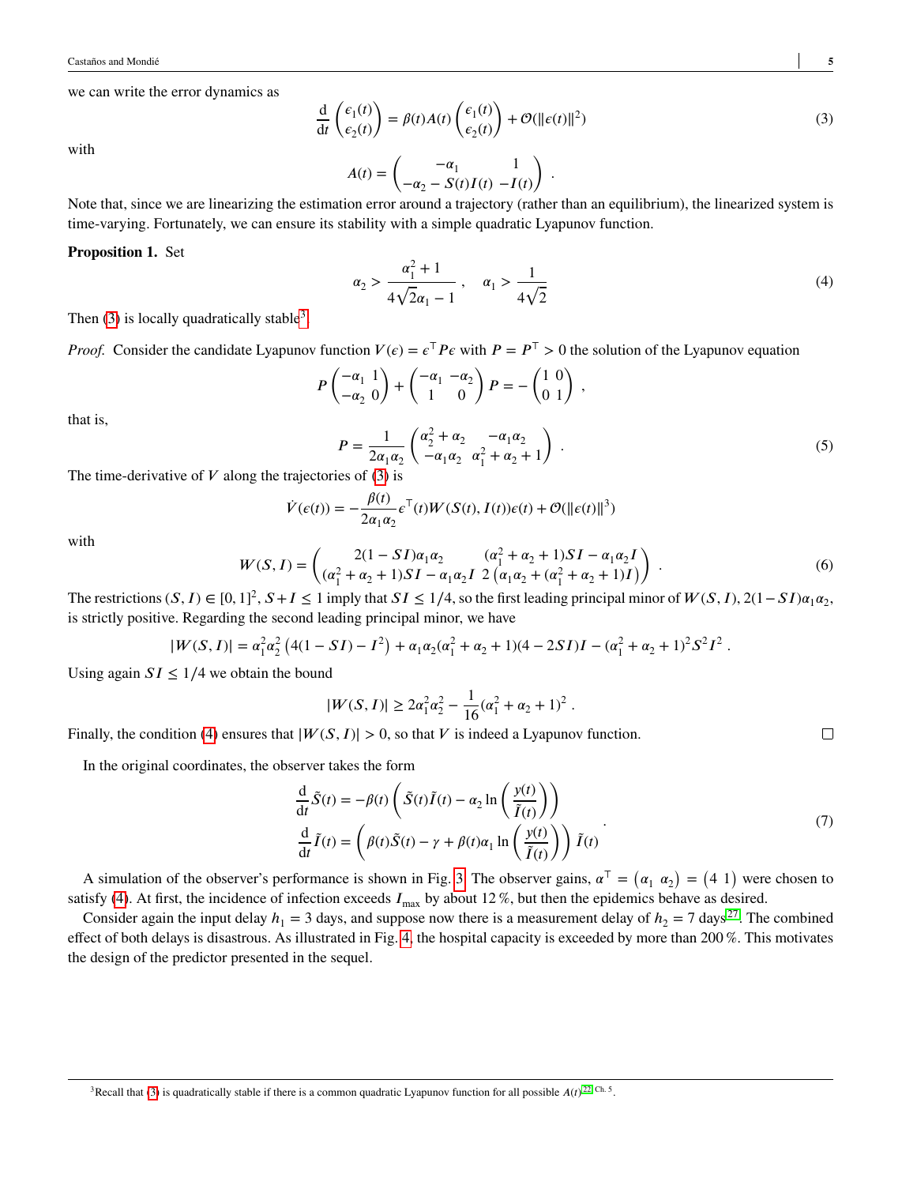we can write the error dynamics as

$$\frac{\mathrm{d}}{\mathrm{d}t}\begin{pmatrix}\epsilon_1(t)\\ \epsilon_2(t)\end{pmatrix} = \beta(t)A(t)\begin{pmatrix}\epsilon_1(t)\\ \epsilon_2(t)\end{pmatrix} + \mathcal{O}(\|\epsilon(t)\|^2) \tag{3}$$

with

$$A(t) = \begin{pmatrix} -\alpha_1 & 1 \\ -\alpha_2 - S(t)I(t) & -I(t)\end{pmatrix} .$$

Note that, since we are linearizing the estimation error around a trajectory (rather than an equilibrium), the linearized system is time-varying. Fortunately, we can ensure its stability with a simple quadratic Lyapunov function.

**Proposition 1.** Set

$$\alpha_2 > \frac{\alpha_1^2 + 1}{4\sqrt{2}\alpha_1 - 1} , \quad \alpha_1 > \frac{1}{4\sqrt{2}} \tag{4}$$

Then (3) is locally quadratically stable[3].

*Proof.* Consider the candidate Lyapunov function $V(\epsilon) = \epsilon^\top P \epsilon$ with $P = P^\top > 0$ the solution of the Lyapunov equation

$$P\begin{pmatrix}-\alpha_1 & 1\\ -\alpha_2 & 0\end{pmatrix} + \begin{pmatrix}-\alpha_1 & -\alpha_2\\ 1 & 0\end{pmatrix}P = -\begin{pmatrix}1 & 0\\ 0 & 1\end{pmatrix} ,$$

that is,

$$P = \frac{1}{2\alpha_1\alpha_2}\begin{pmatrix}\alpha_2^2 + \alpha_2 & -\alpha_1\alpha_2\\ -\alpha_1\alpha_2 & \alpha_1^2 + \alpha_2 + 1\end{pmatrix} . \tag{5}$$

The time-derivative of $V$ along the trajectories of (3) is

$$\dot{V}(\epsilon(t)) = -\frac{\beta(t)}{2\alpha_1\alpha_2}\epsilon^\top(t) W(S(t), I(t))\epsilon(t) + \mathcal{O}(\|\epsilon(t)\|^3)$$

with

$$W(S, I) = \begin{pmatrix} 2(1 - SI)\alpha_1\alpha_2 & (\alpha_1^2 + \alpha_2 + 1)SI - \alpha_1\alpha_2 I\\ (\alpha_1^2 + \alpha_2 + 1)SI - \alpha_1\alpha_2 I & 2\left(\alpha_1\alpha_2 + (\alpha_1^2 + \alpha_2 + 1)I\right)\end{pmatrix} . \tag{6}$$

The restrictions $(S, I) \in [0, 1]^2$, $S + I \leq 1$ imply that $SI \leq 1/4$, so the first leading principal minor of $W(S, I)$, $2(1 - SI)\alpha_1\alpha_2$, is strictly positive. Regarding the second leading principal minor, we have

$$|W(S, I)| = \alpha_1^2\alpha_2^2\left(4(1 - SI) - I^2\right) + \alpha_1\alpha_2(\alpha_1^2 + \alpha_2 + 1)(4 - 2SI)I - (\alpha_1^2 + \alpha_2 + 1)^2 S^2 I^2 .$$

Using again $SI \leq 1/4$ we obtain the bound

$$|W(S, I)| \geq 2\alpha_1^2\alpha_2^2 - \frac{1}{16}(\alpha_1^2 + \alpha_2 + 1)^2 .$$

Finally, the condition (4) ensures that $|W(S, I)| > 0$, so that $V$ is indeed a Lyapunov function. □

In the original coordinates, the observer takes the form

$$\begin{aligned}\frac{\mathrm{d}}{\mathrm{d}t}\tilde{S}(t) &= -\beta(t)\left(\tilde{S}(t)\tilde{I}(t) - \alpha_2 \ln\left(\frac{y(t)}{\tilde{I}(t)}\right)\right)\\ \frac{\mathrm{d}}{\mathrm{d}t}\tilde{I}(t) &= \left(\beta(t)\tilde{S}(t) - \gamma + \beta(t)\alpha_1 \ln\left(\frac{y(t)}{\tilde{I}(t)}\right)\right)\tilde{I}(t)\end{aligned} . \tag{7}$$

A simulation of the observer's performance is shown in Fig. 3. The observer gains, $\alpha^\top = \begin{pmatrix}\alpha_1 & \alpha_2\end{pmatrix} = \begin{pmatrix}4 & 1\end{pmatrix}$ were chosen to satisfy (4). At first, the incidence of infection exceeds $I_{\max}$ by about 12 %, but then the epidemics behave as desired.

Consider again the input delay $h_1 = 3$ days, and suppose now there is a measurement delay of $h_2 = 7$ days[27]. The combined effect of both delays is disastrous. As illustrated in Fig. 4, the hospital capacity is exceeded by more than 200 %. This motivates the design of the predictor presented in the sequel.

[3] Recall that (3) is quadratically stable if there is a common quadratic Lyapunov function for all possible $A(t)$[22, Ch. 5].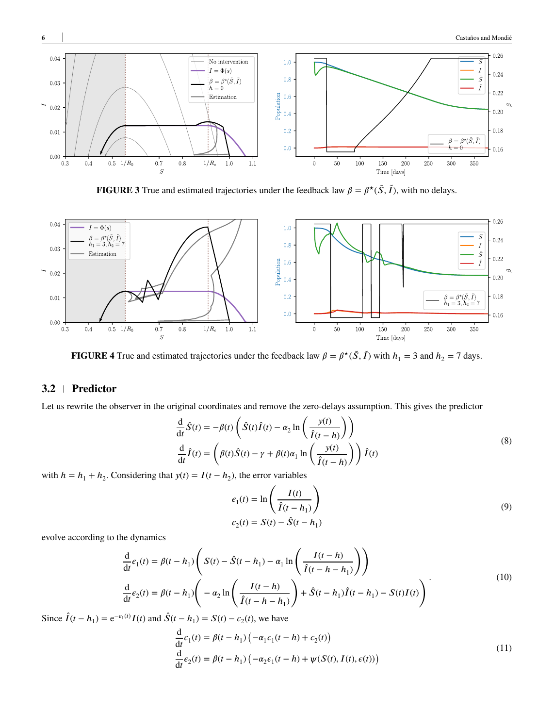**FIGURE 3** True and estimated trajectories under the feedback law $\beta = \beta^\star(\tilde{S}, \tilde{I})$, with no delays.

**FIGURE 4** True and estimated trajectories under the feedback law $\beta = \beta^\star(\tilde{S}, \tilde{I})$ with $h_1 = 3$ and $h_2 = 7$ days.

## 3.2 | Predictor

Let us rewrite the observer in the original coordinates and remove the zero-delays assumption. This gives the predictor

$$
\begin{aligned}
\frac{\mathrm{d}}{\mathrm{d}t}\hat{S}(t) &= -\beta(t)\left(\hat{S}(t)\hat{I}(t) - \alpha_2 \ln\left(\frac{y(t)}{\hat{I}(t-h)}\right)\right) \\
\frac{\mathrm{d}}{\mathrm{d}t}\hat{I}(t) &= \left(\beta(t)\hat{S}(t) - \gamma + \beta(t)\alpha_1 \ln\left(\frac{y(t)}{\hat{I}(t-h)}\right)\right)\hat{I}(t)
\end{aligned}
\tag{8}
$$

with $h = h_1 + h_2$. Considering that $y(t) = I(t - h_2)$, the error variables

$$
\begin{aligned}
\epsilon_1(t) &= \ln\left(\frac{I(t)}{\hat{I}(t-h_1)}\right) \\
\epsilon_2(t) &= S(t) - \hat{S}(t-h_1)
\end{aligned}
\tag{9}
$$

evolve according to the dynamics

$$
\begin{aligned}
\frac{\mathrm{d}}{\mathrm{d}t}\epsilon_1(t) &= \beta(t-h_1)\left(S(t) - \hat{S}(t-h_1) - \alpha_1 \ln\left(\frac{I(t-h)}{\hat{I}(t-h-h_1)}\right)\right) \\
\frac{\mathrm{d}}{\mathrm{d}t}\epsilon_2(t) &= \beta(t-h_1)\left(-\alpha_2 \ln\left(\frac{I(t-h)}{\hat{I}(t-h-h_1)}\right) + \hat{S}(t-h_1)\hat{I}(t-h_1) - S(t)I(t)\right)
\end{aligned}.
\tag{10}
$$

Since $\hat{I}(t-h_1) = \mathrm{e}^{-\epsilon_1(t)}I(t)$ and $\hat{S}(t-h_1) = S(t) - \epsilon_2(t)$, we have

$$
\begin{aligned}
\frac{\mathrm{d}}{\mathrm{d}t}\epsilon_1(t) &= \beta(t-h_1)\left(-\alpha_1\epsilon_1(t-h) + \epsilon_2(t)\right) \\
\frac{\mathrm{d}}{\mathrm{d}t}\epsilon_2(t) &= \beta(t-h_1)\left(-\alpha_2\epsilon_1(t-h) + \psi(S(t), I(t), \epsilon(t))\right)
\end{aligned}
\tag{11}
$$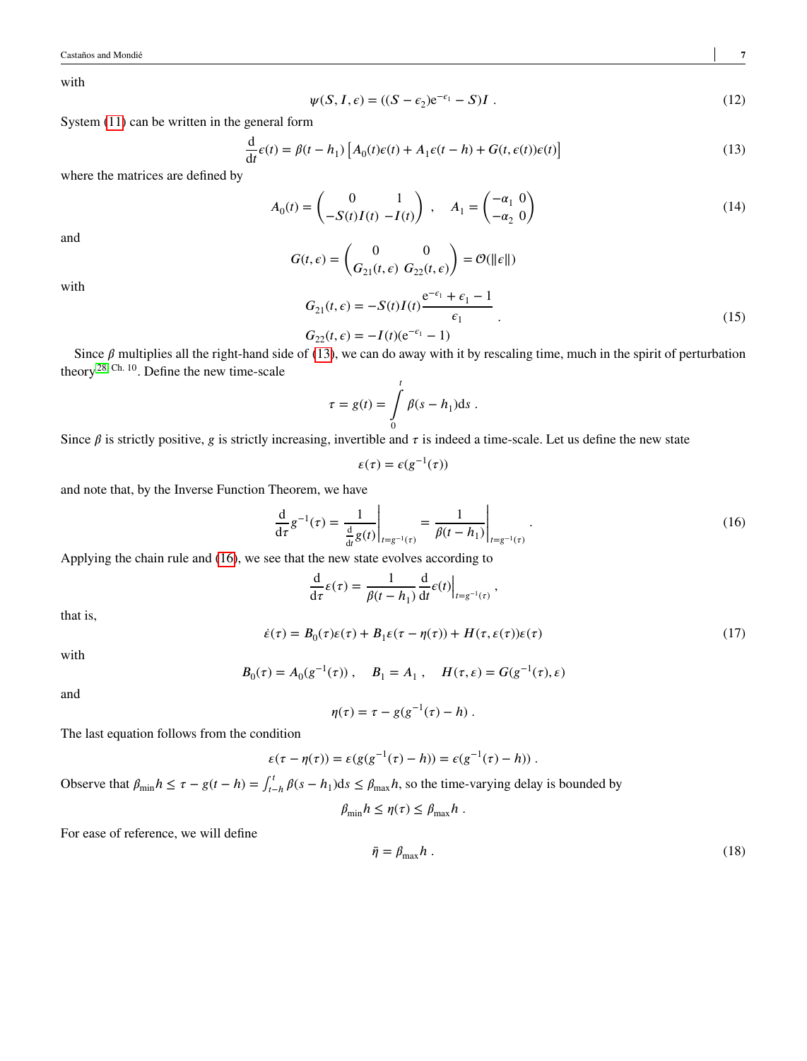with

$$\psi(S, I, \epsilon) = ((S - \epsilon_2)\mathrm{e}^{-\epsilon_1} - S)I \; . \tag{12}$$

System (11) can be written in the general form

$$\frac{\mathrm{d}}{\mathrm{d}t}\epsilon(t) = \beta(t - h_1)\left[A_0(t)\epsilon(t) + A_1\epsilon(t - h) + G(t, \epsilon(t))\epsilon(t)\right] \tag{13}$$

where the matrices are defined by

$$A_0(t) = \begin{pmatrix} 0 & 1 \\ -S(t)I(t) & -I(t) \end{pmatrix} \; , \quad A_1 = \begin{pmatrix} -\alpha_1 & 0 \\ -\alpha_2 & 0 \end{pmatrix} \tag{14}$$

and

$$G(t, \epsilon) = \begin{pmatrix} 0 & 0 \\ G_{21}(t, \epsilon) & G_{22}(t, \epsilon) \end{pmatrix} = \mathcal{O}(\|\epsilon\|)$$

with

$$\begin{aligned} G_{21}(t, \epsilon) &= -S(t)I(t)\frac{\mathrm{e}^{-\epsilon_1} + \epsilon_1 - 1}{\epsilon_1} \\ G_{22}(t, \epsilon) &= -I(t)(\mathrm{e}^{-\epsilon_1} - 1) \end{aligned} \; . \tag{15}$$

Since $\beta$ multiplies all the right-hand side of (13), we can do away with it by rescaling time, much in the spirit of perturbation theory[28, Ch. 10]. Define the new time-scale

$$\tau = g(t) = \int_0^t \beta(s - h_1)\mathrm{d}s \; .$$

Since $\beta$ is strictly positive, $g$ is strictly increasing, invertible and $\tau$ is indeed a time-scale. Let us define the new state

$$\varepsilon(\tau) = \epsilon(g^{-1}(\tau))$$

and note that, by the Inverse Function Theorem, we have

$$\frac{\mathrm{d}}{\mathrm{d}\tau}g^{-1}(\tau) = \left.\frac{1}{\frac{\mathrm{d}}{\mathrm{d}t}g(t)}\right|_{t=g^{-1}(\tau)} = \left.\frac{1}{\beta(t - h_1)}\right|_{t=g^{-1}(\tau)} \; . \tag{16}$$

Applying the chain rule and (16), we see that the new state evolves according to

$$\frac{\mathrm{d}}{\mathrm{d}\tau}\varepsilon(\tau) = \frac{1}{\beta(t - h_1)}\left.\frac{\mathrm{d}}{\mathrm{d}t}\epsilon(t)\right|_{t=g^{-1}(\tau)} \; ,$$

that is,

$$\dot{\varepsilon}(\tau) = B_0(\tau)\varepsilon(\tau) + B_1\varepsilon(\tau - \eta(\tau)) + H(\tau, \varepsilon(\tau))\varepsilon(\tau) \tag{17}$$

with

$$B_0(\tau) = A_0(g^{-1}(\tau)) \; , \quad B_1 = A_1 \; , \quad H(\tau, \varepsilon) = G(g^{-1}(\tau), \varepsilon)$$

and

$$\eta(\tau) = \tau - g(g^{-1}(\tau) - h) \; .$$

The last equation follows from the condition

$$\varepsilon(\tau - \eta(\tau)) = \varepsilon(g(g^{-1}(\tau) - h)) = \epsilon(g^{-1}(\tau) - h)) \; .$$

Observe that $\beta_{\min}h \leq \tau - g(t - h) = \int_{t-h}^{t} \beta(s - h_1)\mathrm{d}s \leq \beta_{\max}h$, so the time-varying delay is bounded by

$$\beta_{\min}h \leq \eta(\tau) \leq \beta_{\max}h \; .$$

For ease of reference, we will define

$$\bar{\eta} = \beta_{\max}h \; . \tag{18}$$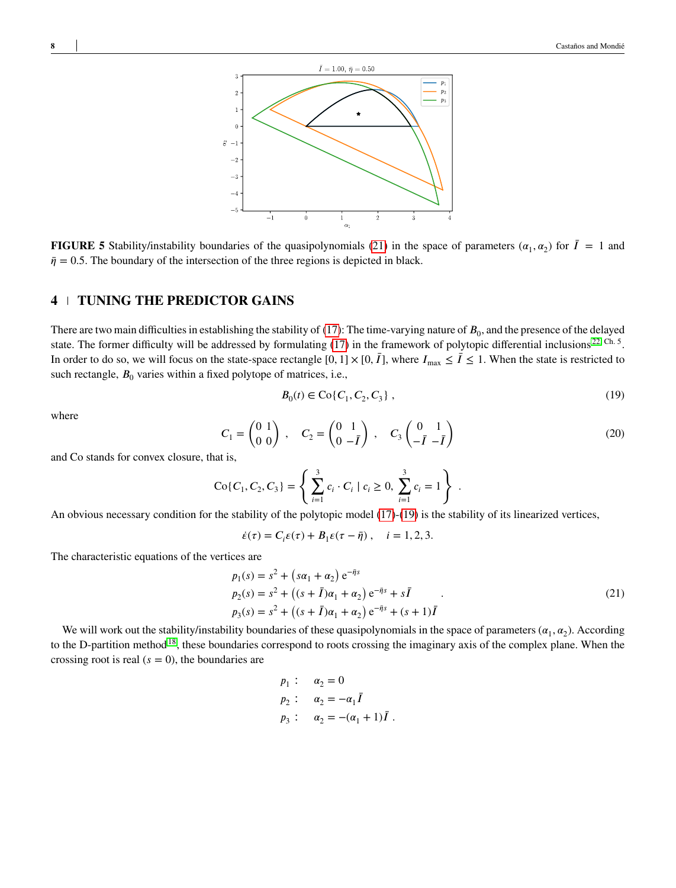**FIGURE 5** Stability/instability boundaries of the quasipolynomials (21) in the space of parameters $(\alpha_1, \alpha_2)$ for $\bar{I} = 1$ and $\bar{\eta} = 0.5$. The boundary of the intersection of the three regions is depicted in black.

## 4 | TUNING THE PREDICTOR GAINS

There are two main difficulties in establishing the stability of (17): The time-varying nature of $B_0$, and the presence of the delayed state. The former difficulty will be addressed by formulating (17) in the framework of polytopic differential inclusions[22] Ch. 5. In order to do so, we will focus on the state-space rectangle $[0, 1] \times [0, \bar{I}]$, where $I_{\max} \leq \bar{I} \leq 1$. When the state is restricted to such rectangle, $B_0$ varies within a fixed polytope of matrices, i.e.,

$$B_0(t) \in \text{Co}\{C_1, C_2, C_3\} \,, \tag{19}$$

where

$$C_1 = \begin{pmatrix} 0 & 1 \\ 0 & 0 \end{pmatrix} \,, \quad C_2 = \begin{pmatrix} 0 & 1 \\ 0 & -\bar{I} \end{pmatrix} \,, \quad C_3 \begin{pmatrix} 0 & 1 \\ -\bar{I} & -\bar{I} \end{pmatrix} \tag{20}$$

and Co stands for convex closure, that is,

$$\text{Co}\{C_1, C_2, C_3\} = \left\{ \sum_{i=1}^{3} c_i \cdot C_i \mid c_i \geq 0, \ \sum_{i=1}^{3} c_i = 1 \right\} \,.$$

An obvious necessary condition for the stability of the polytopic model (17)-(19) is the stability of its linearized vertices,

$$\dot{\varepsilon}(\tau) = C_i \varepsilon(\tau) + B_1 \varepsilon(\tau - \bar{\eta}) \,, \quad i = 1, 2, 3.$$

The characteristic equations of the vertices are

$$\begin{aligned} p_1(s) &= s^2 + \left(s\alpha_1 + \alpha_2\right) \mathrm{e}^{-\bar{\eta}s} \\ p_2(s) &= s^2 + \left((s + \bar{I})\alpha_1 + \alpha_2\right) \mathrm{e}^{-\bar{\eta}s} + s\bar{I} \\ p_3(s) &= s^2 + \left((s + \bar{I})\alpha_1 + \alpha_2\right) \mathrm{e}^{-\bar{\eta}s} + (s + 1)\bar{I} \end{aligned} \,. \tag{21}$$

We will work out the stability/instability boundaries of these quasipolynomials in the space of parameters $(\alpha_1, \alpha_2)$. According to the D-partition method[18], these boundaries correspond to roots crossing the imaginary axis of the complex plane. When the crossing root is real ($s = 0$), the boundaries are

$$\begin{aligned} p_1 &: \quad \alpha_2 = 0 \\ p_2 &: \quad \alpha_2 = -\alpha_1 \bar{I} \\ p_3 &: \quad \alpha_2 = -(\alpha_1 + 1)\bar{I} \,. \end{aligned}$$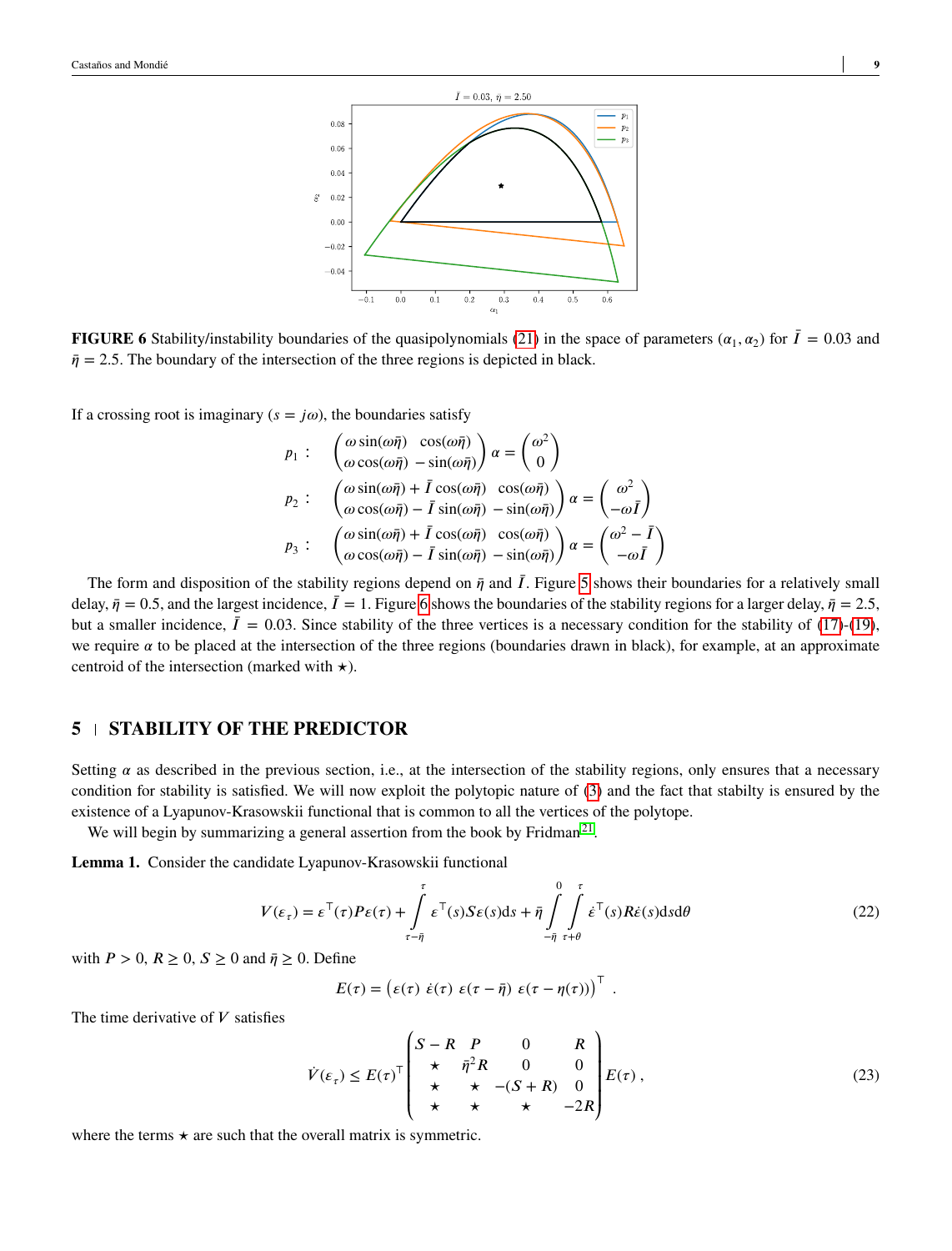**FIGURE 6** Stability/instability boundaries of the quasipolynomials (21) in the space of parameters $(\alpha_1, \alpha_2)$ for $\bar{I} = 0.03$ and $\bar{\eta} = 2.5$. The boundary of the intersection of the three regions is depicted in black.

If a crossing root is imaginary ($s = j\omega$), the boundaries satisfy

$$
\begin{aligned}
p_1 :& \quad \begin{pmatrix} \omega\sin(\omega\bar{\eta}) & \cos(\omega\bar{\eta}) \\ \omega\cos(\omega\bar{\eta}) & -\sin(\omega\bar{\eta}) \end{pmatrix} \alpha = \begin{pmatrix} \omega^2 \\ 0 \end{pmatrix} \\
p_2 :& \quad \begin{pmatrix} \omega\sin(\omega\bar{\eta}) + \bar{I}\cos(\omega\bar{\eta}) & \cos(\omega\bar{\eta}) \\ \omega\cos(\omega\bar{\eta}) - \bar{I}\sin(\omega\bar{\eta}) & -\sin(\omega\bar{\eta}) \end{pmatrix} \alpha = \begin{pmatrix} \omega^2 \\ -\omega\bar{I} \end{pmatrix} \\
p_3 :& \quad \begin{pmatrix} \omega\sin(\omega\bar{\eta}) + \bar{I}\cos(\omega\bar{\eta}) & \cos(\omega\bar{\eta}) \\ \omega\cos(\omega\bar{\eta}) - \bar{I}\sin(\omega\bar{\eta}) & -\sin(\omega\bar{\eta}) \end{pmatrix} \alpha = \begin{pmatrix} \omega^2 - \bar{I} \\ -\omega\bar{I} \end{pmatrix}
\end{aligned}
$$

The form and disposition of the stability regions depend on $\bar{\eta}$ and $\bar{I}$. Figure 5 shows their boundaries for a relatively small delay, $\bar{\eta} = 0.5$, and the largest incidence, $\bar{I} = 1$. Figure 6 shows the boundaries of the stability regions for a larger delay, $\bar{\eta} = 2.5$, but a smaller incidence, $\bar{I} = 0.03$. Since stability of the three vertices is a necessary condition for the stability of (17)-(19), we require $\alpha$ to be placed at the intersection of the three regions (boundaries drawn in black), for example, at an approximate centroid of the intersection (marked with $\star$).

## 5 | STABILITY OF THE PREDICTOR

Setting $\alpha$ as described in the previous section, i.e., at the intersection of the stability regions, only ensures that a necessary condition for stability is satisfied. We will now exploit the polytopic nature of (3) and the fact that stabilty is ensured by the existence of a Lyapunov-Krasowskii functional that is common to all the vertices of the polytope.

We will begin by summarizing a general assertion from the book by Fridman[21].

**Lemma 1.** Consider the candidate Lyapunov-Krasowskii functional

$$
V(\varepsilon_\tau) = \varepsilon^\top(\tau) P \varepsilon(\tau) + \int_{\tau-\bar{\eta}}^{\tau} \varepsilon^\top(s) S \varepsilon(s) \mathrm{d}s + \bar{\eta} \int_{-\bar{\eta}}^{0} \int_{\tau+\theta}^{\tau} \dot{\varepsilon}^\top(s) R \dot{\varepsilon}(s) \mathrm{d}s \mathrm{d}\theta \tag{22}
$$

with $P > 0$, $R \geq 0$, $S \geq 0$ and $\bar{\eta} \geq 0$. Define

$$
E(\tau) = \begin{pmatrix} \varepsilon(\tau) & \dot{\varepsilon}(\tau) & \varepsilon(\tau - \bar{\eta}) & \varepsilon(\tau - \eta(\tau)) \end{pmatrix}^\top .
$$

The time derivative of $V$ satisfies

$$
\dot{V}(\varepsilon_\tau) \leq E(\tau)^\top \begin{pmatrix} S - R & P & 0 & R \\ \star & \bar{\eta}^2 R & 0 & 0 \\ \star & \star & -(S + R) & 0 \\ \star & \star & \star & -2R \end{pmatrix} E(\tau) , \tag{23}
$$

where the terms $\star$ are such that the overall matrix is symmetric.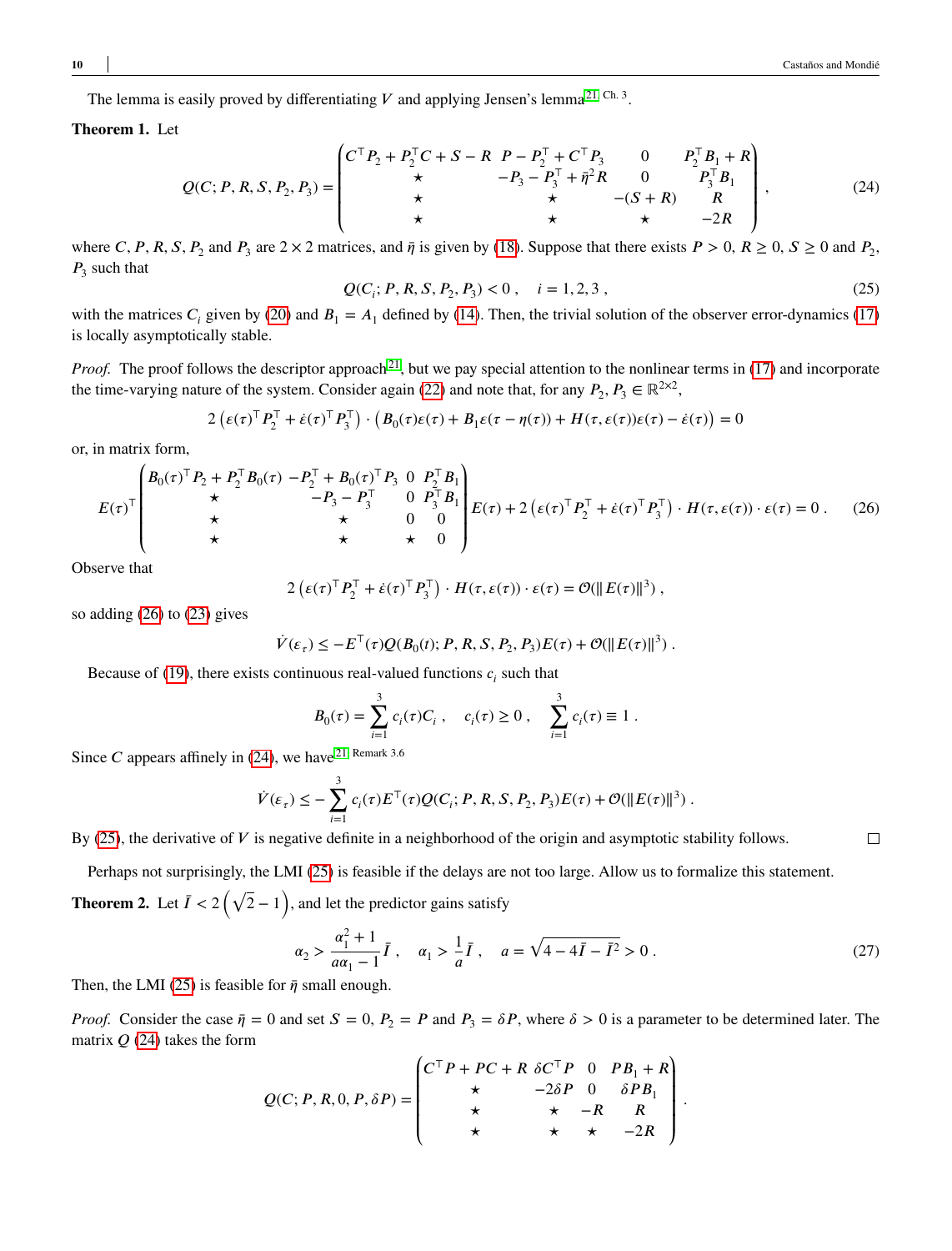The lemma is easily proved by differentiating $V$ and applying Jensen's lemma[21, Ch. 3].

**Theorem 1.** Let

$$Q(C;P,R,S,P_2,P_3) = \begin{pmatrix} C^\top P_2 + P_2^\top C + S - R & P - P_2^\top + C^\top P_3 & 0 & P_2^\top B_1 + R \\ \star & -P_3 - P_3^\top + \bar{\eta}^2 R & 0 & P_3^\top B_1 \\ \star & \star & -(S+R) & R \\ \star & \star & \star & -2R \end{pmatrix}, \tag{24}$$

where $C, P, R, S, P_2$ and $P_3$ are $2\times 2$ matrices, and $\bar{\eta}$ is given by (18). Suppose that there exists $P > 0$, $R \geq 0$, $S \geq 0$ and $P_2$, $P_3$ such that

$$Q(C_i; P, R, S, P_2, P_3) < 0\,, \quad i = 1,2,3\,, \tag{25}$$

with the matrices $C_i$ given by (20) and $B_1 = A_1$ defined by (14). Then, the trivial solution of the observer error-dynamics (17) is locally asymptotically stable.

*Proof.* The proof follows the descriptor approach[21], but we pay special attention to the nonlinear terms in (17) and incorporate the time-varying nature of the system. Consider again (22) and note that, for any $P_2, P_3 \in \mathbb{R}^{2\times 2}$,

$$2\left(\varepsilon(\tau)^\top P_2^\top + \dot{\varepsilon}(\tau)^\top P_3^\top\right)\cdot\left(B_0(\tau)\varepsilon(\tau) + B_1\varepsilon(\tau-\eta(\tau)) + H(\tau,\varepsilon(\tau))\varepsilon(\tau) - \dot{\varepsilon}(\tau)\right) = 0$$

or, in matrix form,

$$E(\tau)^\top \begin{pmatrix} B_0(\tau)^\top P_2 + P_2^\top B_0(\tau) & -P_2^\top + B_0(\tau)^\top P_3 & 0 & P_2^\top B_1 \\ \star & -P_3 - P_3^\top & 0 & P_3^\top B_1 \\ \star & \star & 0 & 0 \\ \star & \star & \star & 0 \end{pmatrix} E(\tau) + 2\left(\varepsilon(\tau)^\top P_2^\top + \dot{\varepsilon}(\tau)^\top P_3^\top\right)\cdot H(\tau,\varepsilon(\tau))\cdot\varepsilon(\tau) = 0\,. \tag{26}$$

Observe that

$$2\left(\varepsilon(\tau)^\top P_2^\top + \dot{\varepsilon}(\tau)^\top P_3^\top\right)\cdot H(\tau,\varepsilon(\tau))\cdot\varepsilon(\tau) = \mathcal{O}(\|E(\tau)\|^3)\,,$$

so adding (26) to (23) gives

$$\dot{V}(\varepsilon_\tau) \leq -E^\top(\tau) Q(B_0(t); P, R, S, P_2, P_3) E(\tau) + \mathcal{O}(\|E(\tau)\|^3)\,.$$

Because of (19), there exists continuous real-valued functions $c_i$ such that

$$B_0(\tau) = \sum_{i=1}^{3} c_i(\tau) C_i\,, \quad c_i(\tau) \geq 0\,, \quad \sum_{i=1}^{3} c_i(\tau) \equiv 1\,.$$

Since $C$ appears affinely in (24), we have[21, Remark 3.6]

$$\dot{V}(\varepsilon_\tau) \leq -\sum_{i=1}^{3} c_i(\tau) E^\top(\tau) Q(C_i; P, R, S, P_2, P_3) E(\tau) + \mathcal{O}(\|E(\tau)\|^3)\,.$$

By (25), the derivative of $V$ is negative definite in a neighborhood of the origin and asymptotic stability follows. □

Perhaps not surprisingly, the LMI (25) is feasible if the delays are not too large. Allow us to formalize this statement.

**Theorem 2.** Let $\bar{I} < 2\left(\sqrt{2}-1\right)$, and let the predictor gains satisfy

$$\alpha_2 > \frac{\alpha_1^2 + 1}{a\alpha_1 - 1}\bar{I}\,, \quad \alpha_1 > \frac{1}{a}\bar{I}\,, \quad a = \sqrt{4 - 4\bar{I} - \bar{I}^2} > 0\,. \tag{27}$$

Then, the LMI (25) is feasible for $\bar{\eta}$ small enough.

*Proof.* Consider the case $\bar{\eta} = 0$ and set $S = 0$, $P_2 = P$ and $P_3 = \delta P$, where $\delta > 0$ is a parameter to be determined later. The matrix $Q$ (24) takes the form

$$Q(C;P,R,0,P,\delta P) = \begin{pmatrix} C^\top P + PC + R & \delta C^\top P & 0 & PB_1 + R \\ \star & -2\delta P & 0 & \delta P B_1 \\ \star & \star & -R & R \\ \star & \star & \star & -2R \end{pmatrix}.$$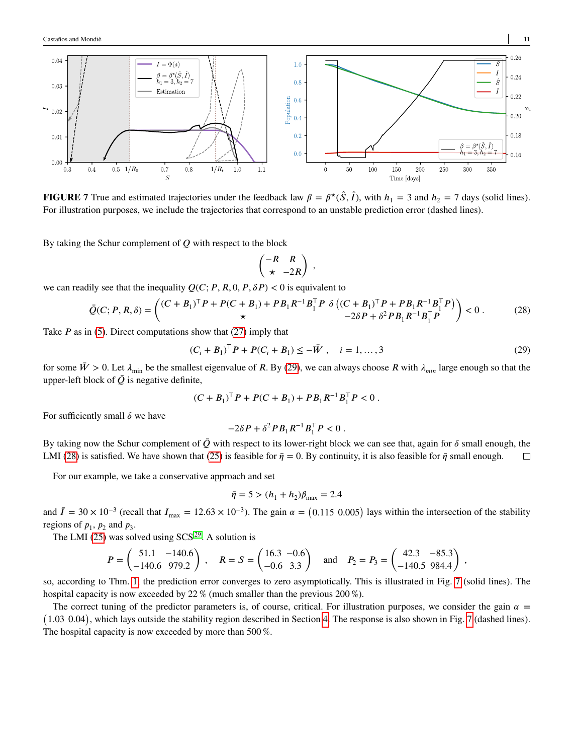**FIGURE 7** True and estimated trajectories under the feedback law $\beta = \beta^\star(\hat{S}, \hat{I})$, with $h_1 = 3$ and $h_2 = 7$ days (solid lines). For illustration purposes, we include the trajectories that correspond to an unstable prediction error (dashed lines).

By taking the Schur complement of $Q$ with respect to the block

$$\begin{pmatrix} -R & R \\ \star & -2R \end{pmatrix} ,$$

we can readily see that the inequality $Q(C; P, R, 0, P, \delta P) < 0$ is equivalent to

$$\bar{Q}(C; P, R, \delta) = \begin{pmatrix} (C + B_1)^\top P + P(C + B_1) + PB_1R^{-1}B_1^\top P & \delta\left((C + B_1)^\top P + PB_1R^{-1}B_1^\top P\right) \\ \star & -2\delta P + \delta^2 PB_1R^{-1}B_1^\top P \end{pmatrix} < 0 \,. \tag{28}$$

Take $P$ as in (5). Direct computations show that (27) imply that

$$(C_i + B_1)^\top P + P(C_i + B_1) \le -\bar{W} \,, \quad i = 1, \dots, 3 \tag{29}$$

for some $\bar{W} > 0$. Let $\lambda_{\min}$ be the smallest eigenvalue of $R$. By (29), we can always choose $R$ with $\lambda_{min}$ large enough so that the upper-left block of $\bar{Q}$ is negative definite,

$$(C + B_1)^\top P + P(C + B_1) + PB_1R^{-1}B_1^\top P < 0 \,.$$

For sufficiently small $\delta$ we have

$$-2\delta P + \delta^2 PB_1R^{-1}B_1^\top P < 0 \,.$$

By taking now the Schur complement of $\bar{Q}$ with respect to its lower-right block we can see that, again for $\delta$ small enough, the LMI (28) is satisfied. We have shown that (25) is feasible for $\bar{\eta} = 0$. By continuity, it is also feasible for $\bar{\eta}$ small enough. □

For our example, we take a conservative approach and set

$$\bar{\eta} = 5 > (h_1 + h_2)\beta_{\max} = 2.4$$

and $\bar{I} = 30 \times 10^{-3}$ (recall that $I_{\max} = 12.63 \times 10^{-3}$). The gain $\alpha = \begin{pmatrix} 0.115 & 0.005 \end{pmatrix}$ lays within the intersection of the stability regions of $p_1$, $p_2$ and $p_3$.

The LMI (25) was solved using SCS[29]. A solution is

$$P = \begin{pmatrix} 51.1 & -140.6 \\ -140.6 & 979.2 \end{pmatrix} \,, \quad R = S = \begin{pmatrix} 16.3 & -0.6 \\ -0.6 & 3.3 \end{pmatrix} \quad \text{and} \quad P_2 = P_3 = \begin{pmatrix} 42.3 & -85.3 \\ -140.5 & 984.4 \end{pmatrix} \,,$$

so, according to Thm. 1, the prediction error converges to zero asymptotically. This is illustrated in Fig. 7 (solid lines). The hospital capacity is now exceeded by 22 % (much smaller than the previous 200 %).

The correct tuning of the predictor parameters is, of course, critical. For illustration purposes, we consider the gain $\alpha = \begin{pmatrix} 1.03 & 0.04 \end{pmatrix}$, which lays outside the stability region described in Section 4. The response is also shown in Fig. 7 (dashed lines). The hospital capacity is now exceeded by more than 500 %.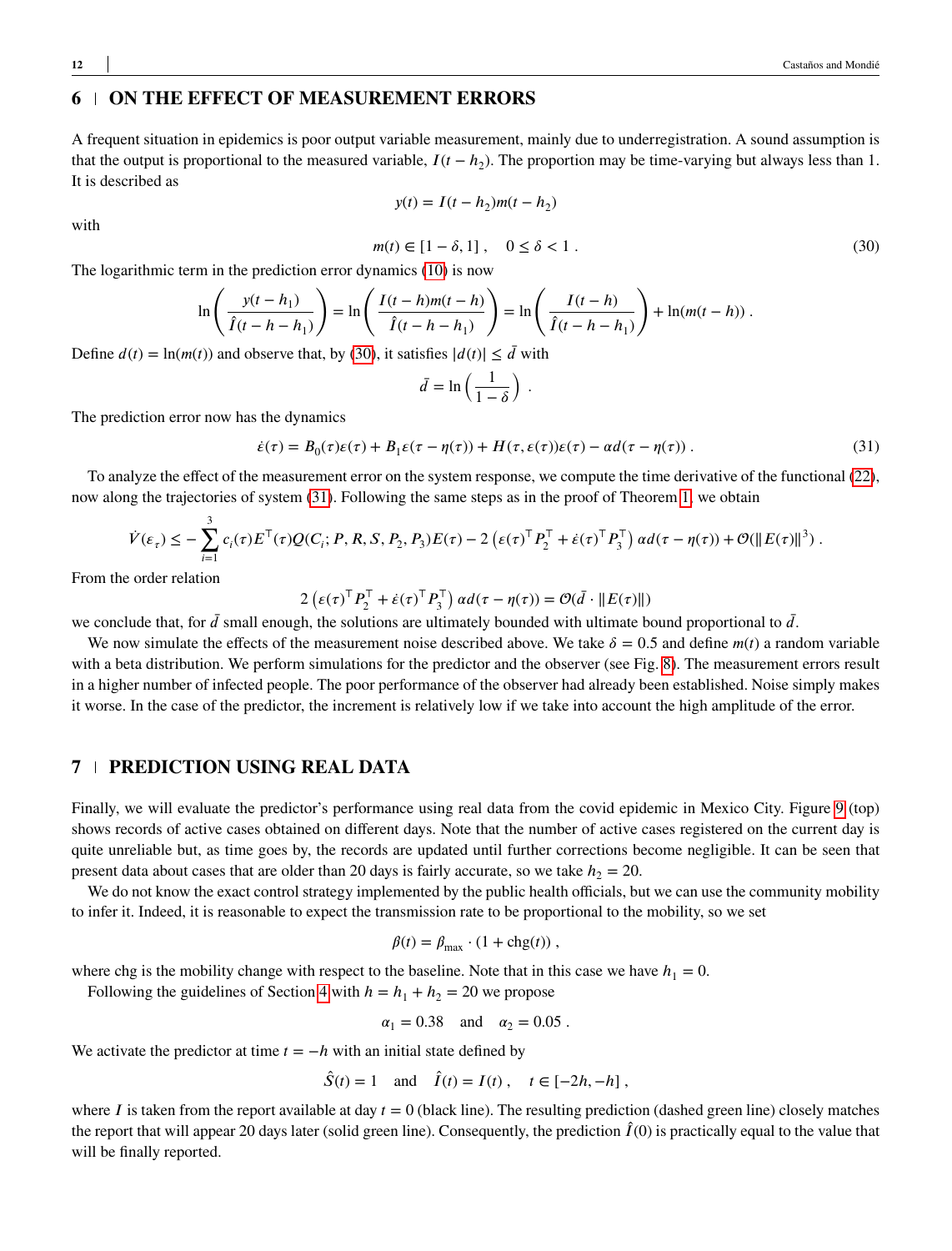## 6 | ON THE EFFECT OF MEASUREMENT ERRORS

A frequent situation in epidemics is poor output variable measurement, mainly due to underregistration. A sound assumption is that the output is proportional to the measured variable, $I(t - h_2)$. The proportion may be time-varying but always less than 1. It is described as

$$y(t) = I(t - h_2)m(t - h_2)$$

with

$$m(t) \in [1 - \delta, 1] , \quad 0 \leq \delta < 1 . \tag{30}$$

The logarithmic term in the prediction error dynamics (10) is now

$$\ln\left(\frac{y(t - h_1)}{\hat{I}(t - h - h_1)}\right) = \ln\left(\frac{I(t - h)m(t - h)}{\hat{I}(t - h - h_1)}\right) = \ln\left(\frac{I(t - h)}{\hat{I}(t - h - h_1)}\right) + \ln(m(t - h)) .$$

Define $d(t) = \ln(m(t))$ and observe that, by (30), it satisfies $|d(t)| \leq \bar{d}$ with

$$\bar{d} = \ln\left(\frac{1}{1 - \delta}\right) .$$

The prediction error now has the dynamics

$$\dot{\varepsilon}(\tau) = B_0(\tau)\varepsilon(\tau) + B_1\varepsilon(\tau - \eta(\tau)) + H(\tau, \varepsilon(\tau))\varepsilon(\tau) - \alpha d(\tau - \eta(\tau)) . \tag{31}$$

To analyze the effect of the measurement error on the system response, we compute the time derivative of the functional (22), now along the trajectories of system (31). Following the same steps as in the proof of Theorem 1, we obtain

$$\dot{V}(\varepsilon_\tau) \leq -\sum_{i=1}^{3} c_i(\tau)E^\top(\tau)Q(C_i; P, R, S, P_2, P_3)E(\tau) - 2\left(\varepsilon(\tau)^\top P_2^\top + \dot{\varepsilon}(\tau)^\top P_3^\top\right)\alpha d(\tau - \eta(\tau)) + \mathcal{O}(\|E(\tau)\|^3) .$$

From the order relation

$$2\left(\varepsilon(\tau)^\top P_2^\top + \dot{\varepsilon}(\tau)^\top P_3^\top\right)\alpha d(\tau - \eta(\tau)) = \mathcal{O}(\bar{d} \cdot \|E(\tau)\|)$$

we conclude that, for $\bar{d}$ small enough, the solutions are ultimately bounded with ultimate bound proportional to $\bar{d}$.

We now simulate the effects of the measurement noise described above. We take $\delta = 0.5$ and define $m(t)$ a random variable with a beta distribution. We perform simulations for the predictor and the observer (see Fig. 8). The measurement errors result in a higher number of infected people. The poor performance of the observer had already been established. Noise simply makes it worse. In the case of the predictor, the increment is relatively low if we take into account the high amplitude of the error.

## 7 | PREDICTION USING REAL DATA

Finally, we will evaluate the predictor's performance using real data from the covid epidemic in Mexico City. Figure 9 (top) shows records of active cases obtained on different days. Note that the number of active cases registered on the current day is quite unreliable but, as time goes by, the records are updated until further corrections become negligible. It can be seen that present data about cases that are older than 20 days is fairly accurate, so we take $h_2 = 20$.

We do not know the exact control strategy implemented by the public health officials, but we can use the community mobility to infer it. Indeed, it is reasonable to expect the transmission rate to be proportional to the mobility, so we set

$$\beta(t) = \beta_{\max} \cdot (1 + \text{chg}(t)) ,$$

where chg is the mobility change with respect to the baseline. Note that in this case we have $h_1 = 0$.

Following the guidelines of Section 4 with $h = h_1 + h_2 = 20$ we propose

$$\alpha_1 = 0.38 \quad \text{and} \quad \alpha_2 = 0.05 .$$

We activate the predictor at time $t = -h$ with an initial state defined by

$$\hat{S}(t) = 1 \quad \text{and} \quad \hat{I}(t) = I(t) , \quad t \in [-2h, -h] ,$$

where $I$ is taken from the report available at day $t = 0$ (black line). The resulting prediction (dashed green line) closely matches the report that will appear 20 days later (solid green line). Consequently, the prediction $\hat{I}(0)$ is practically equal to the value that will be finally reported.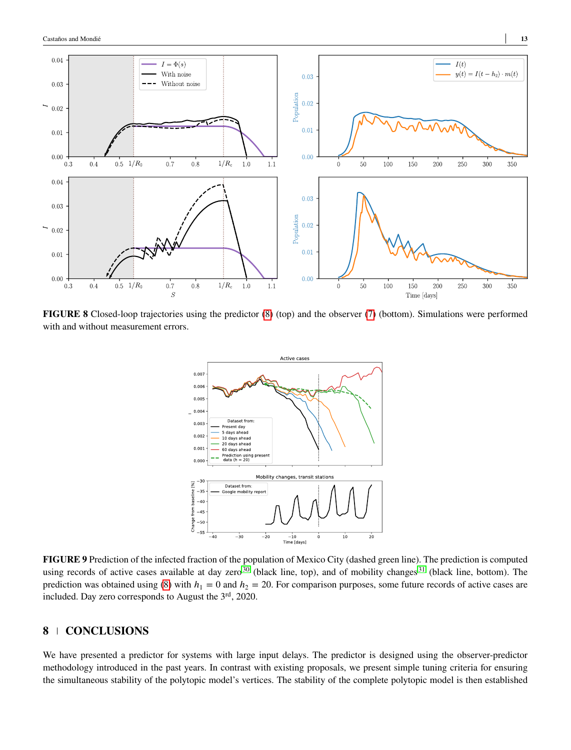**FIGURE 8** Closed-loop trajectories using the predictor (8) (top) and the observer (7) (bottom). Simulations were performed with and without measurement errors.

**FIGURE 9** Prediction of the infected fraction of the population of Mexico City (dashed green line). The prediction is computed using records of active cases available at day zero[30] (black line, top), and of mobility changes[31] (black line, bottom). The prediction was obtained using (8) with $h_1 = 0$ and $h_2 = 20$. For comparison purposes, some future records of active cases are included. Day zero corresponds to August the 3rd, 2020.

## 8 | CONCLUSIONS

We have presented a predictor for systems with large input delays. The predictor is designed using the observer-predictor methodology introduced in the past years. In contrast with existing proposals, we present simple tuning criteria for ensuring the simultaneous stability of the polytopic model's vertices. The stability of the complete polytopic model is then established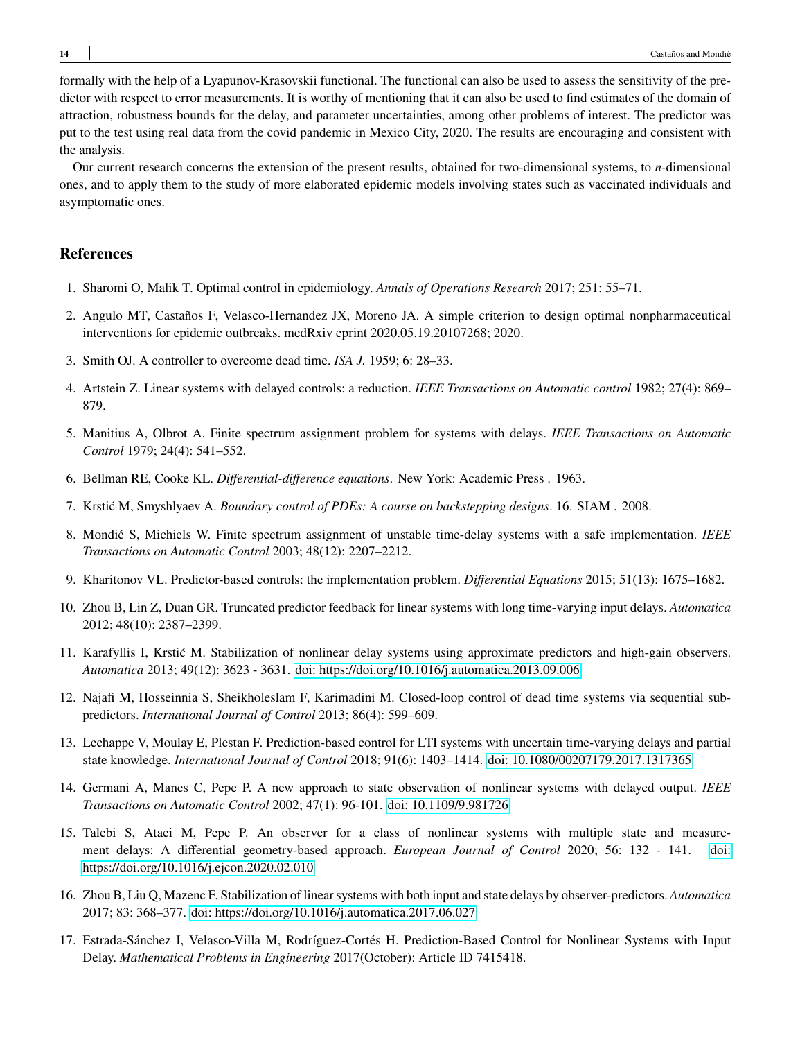formally with the help of a Lyapunov-Krasovskii functional. The functional can also be used to assess the sensitivity of the predictor with respect to error measurements. It is worthy of mentioning that it can also be used to find estimates of the domain of attraction, robustness bounds for the delay, and parameter uncertainties, among other problems of interest. The predictor was put to the test using real data from the covid pandemic in Mexico City, 2020. The results are encouraging and consistent with the analysis.

Our current research concerns the extension of the present results, obtained for two-dimensional systems, to $n$-dimensional ones, and to apply them to the study of more elaborated epidemic models involving states such as vaccinated individuals and asymptotic ones.

## References

1. Sharomi O, Malik T. Optimal control in epidemiology. *Annals of Operations Research* 2017; 251: 55–71.
2. Angulo MT, Castaños F, Velasco-Hernandez JX, Moreno JA. A simple criterion to design optimal nonpharmaceutical interventions for epidemic outbreaks. medRxiv eprint 2020.05.19.20107268; 2020.
3. Smith OJ. A controller to overcome dead time. *ISA J.* 1959; 6: 28–33.
4. Artstein Z. Linear systems with delayed controls: a reduction. *IEEE Transactions on Automatic control* 1982; 27(4): 869–879.
5. Manitius A, Olbrot A. Finite spectrum assignment problem for systems with delays. *IEEE Transactions on Automatic Control* 1979; 24(4): 541–552.
6. Bellman RE, Cooke KL. *Differential-difference equations*. New York: Academic Press . 1963.
7. Krstić M, Smyshlyaev A. *Boundary control of PDEs: A course on backstepping designs*. 16. SIAM . 2008.
8. Mondié S, Michiels W. Finite spectrum assignment of unstable time-delay systems with a safe implementation. *IEEE Transactions on Automatic Control* 2003; 48(12): 2207–2212.
9. Kharitonov VL. Predictor-based controls: the implementation problem. *Differential Equations* 2015; 51(13): 1675–1682.
10. Zhou B, Lin Z, Duan GR. Truncated predictor feedback for linear systems with long time-varying input delays. *Automatica* 2012; 48(10): 2387–2399.
11. Karafyllis I, Krstić M. Stabilization of nonlinear delay systems using approximate predictors and high-gain observers. *Automatica* 2013; 49(12): 3623 - 3631. doi: https://doi.org/10.1016/j.automatica.2013.09.006
12. Najafi M, Hosseinnia S, Sheikholeslam F, Karimadini M. Closed-loop control of dead time systems via sequential sub-predictors. *International Journal of Control* 2013; 86(4): 599–609.
13. Lechappe V, Moulay E, Plestan F. Prediction-based control for LTI systems with uncertain time-varying delays and partial state knowledge. *International Journal of Control* 2018; 91(6): 1403–1414. doi: 10.1080/00207179.2017.1317365
14. Germani A, Manes C, Pepe P. A new approach to state observation of nonlinear systems with delayed output. *IEEE Transactions on Automatic Control* 2002; 47(1): 96-101. doi: 10.1109/9.981726
15. Talebi S, Ataei M, Pepe P. An observer for a class of nonlinear systems with multiple state and measurement delays: A differential geometry-based approach. *European Journal of Control* 2020; 56: 132 - 141. doi: https://doi.org/10.1016/j.ejcon.2020.02.010
16. Zhou B, Liu Q, Mazenc F. Stabilization of linear systems with both input and state delays by observer-predictors. *Automatica* 2017; 83: 368–377. doi: https://doi.org/10.1016/j.automatica.2017.06.027
17. Estrada-Sánchez I, Velasco-Villa M, Rodríguez-Cortés H. Prediction-Based Control for Nonlinear Systems with Input Delay. *Mathematical Problems in Engineering* 2017(October): Article ID 7415418.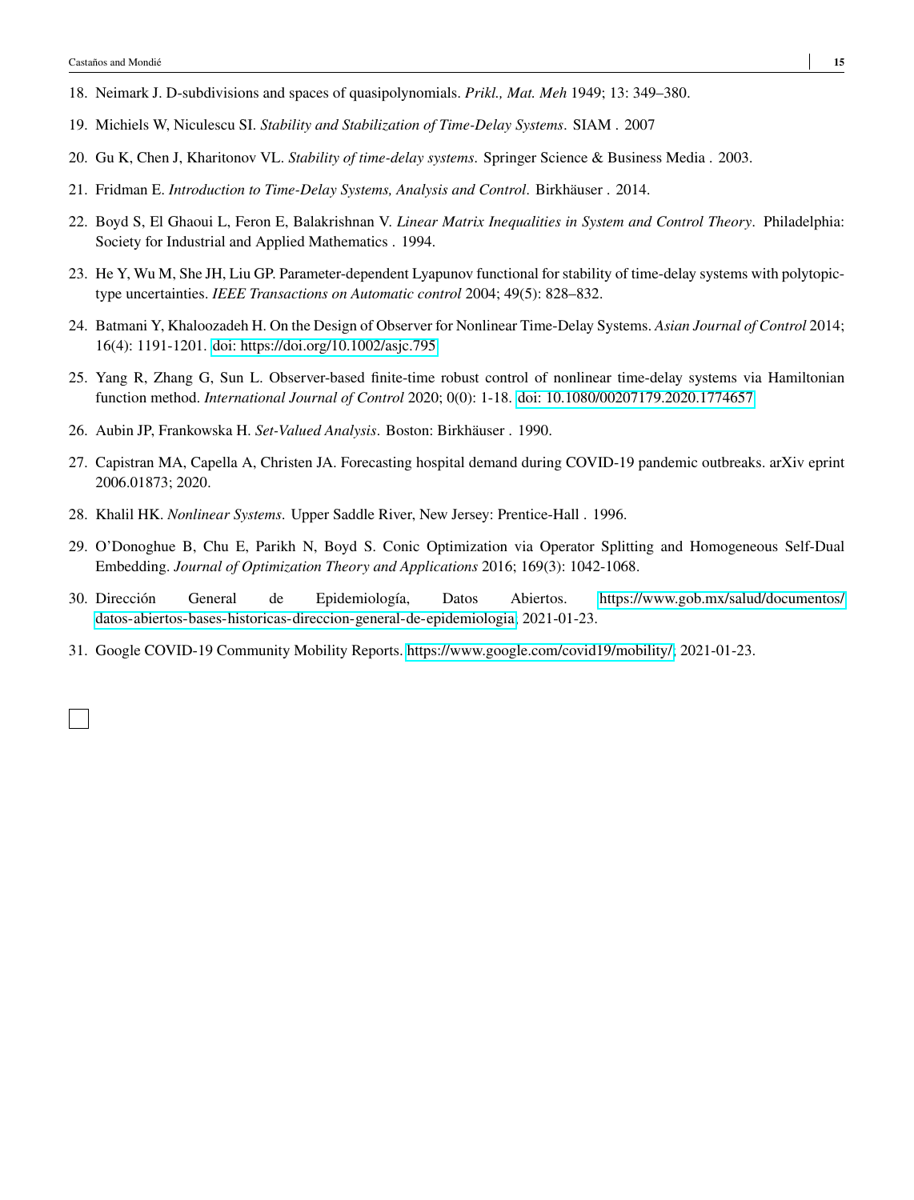18. Neimark J. D-subdivisions and spaces of quasipolynomials. *Prikl., Mat. Meh* 1949; 13: 349–380.

19. Michiels W, Niculescu SI. *Stability and Stabilization of Time-Delay Systems*. SIAM . 2007

20. Gu K, Chen J, Kharitonov VL. *Stability of time-delay systems*. Springer Science & Business Media . 2003.

21. Fridman E. *Introduction to Time-Delay Systems, Analysis and Control*. Birkhäuser . 2014.

22. Boyd S, El Ghaoui L, Feron E, Balakrishnan V. *Linear Matrix Inequalities in System and Control Theory*. Philadelphia: Society for Industrial and Applied Mathematics . 1994.

23. He Y, Wu M, She JH, Liu GP. Parameter-dependent Lyapunov functional for stability of time-delay systems with polytopic-type uncertainties. *IEEE Transactions on Automatic control* 2004; 49(5): 828–832.

24. Batmani Y, Khaloozadeh H. On the Design of Observer for Nonlinear Time-Delay Systems. *Asian Journal of Control* 2014; 16(4): 1191-1201. doi: https://doi.org/10.1002/asjc.795

25. Yang R, Zhang G, Sun L. Observer-based finite-time robust control of nonlinear time-delay systems via Hamiltonian function method. *International Journal of Control* 2020; 0(0): 1-18. doi: 10.1080/00207179.2020.1774657

26. Aubin JP, Frankowska H. *Set-Valued Analysis*. Boston: Birkhäuser . 1990.

27. Capistran MA, Capella A, Christen JA. Forecasting hospital demand during COVID-19 pandemic outbreaks. arXiv eprint 2006.01873; 2020.

28. Khalil HK. *Nonlinear Systems*. Upper Saddle River, New Jersey: Prentice-Hall . 1996.

29. O'Donoghue B, Chu E, Parikh N, Boyd S. Conic Optimization via Operator Splitting and Homogeneous Self-Dual Embedding. *Journal of Optimization Theory and Applications* 2016; 169(3): 1042-1068.

30. Dirección General de Epidemiología, Datos Abiertos. https://www.gob.mx/salud/documentos/datos-abiertos-bases-historicas-direccion-general-de-epidemiologia, 2021-01-23.

31. Google COVID-19 Community Mobility Reports. https://www.google.com/covid19/mobility/, 2021-01-23.